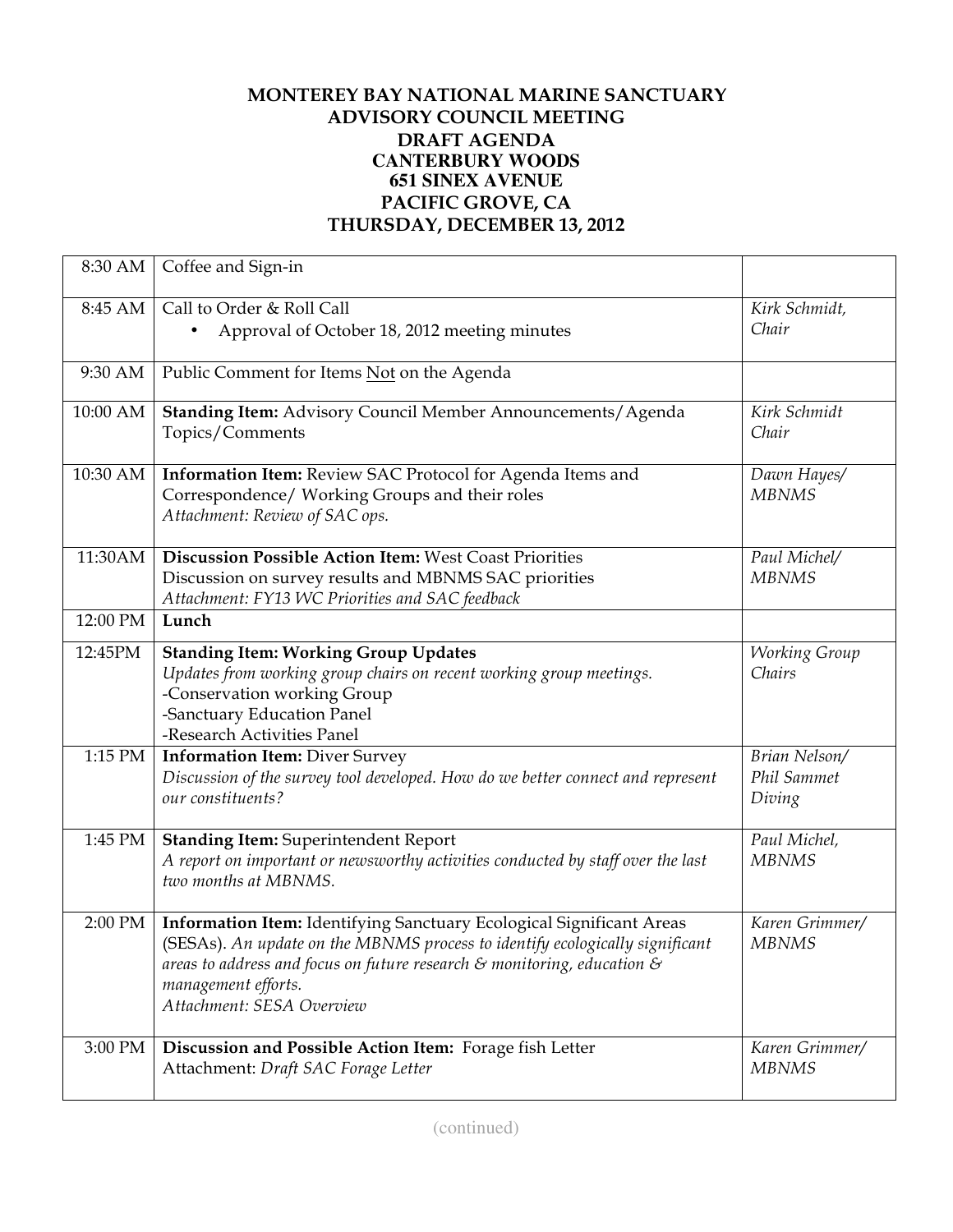# MONTEREY BAY NATIONAL MARINE SANCTUARY
# ADVISORY COUNCIL MEETING
# DRAFT AGENDA
## CANTERBURY WOODS
## 651 SINEX AVENUE
## PACIFIC GROVE, CA
## THURSDAY, DECEMBER 13, 2012

| | | |
|---|---|---|
| 8:30 AM | Coffee and Sign-in | |
| 8:45 AM | Call to Order & Roll Call<br>• Approval of October 18, 2012 meeting minutes | *Kirk Schmidt, Chair* |
| 9:30 AM | Public Comment for Items Not on the Agenda | |
| 10:00 AM | **Standing Item:** Advisory Council Member Announcements/Agenda Topics/Comments | *Kirk Schmidt Chair* |
| 10:30 AM | **Information Item:** Review SAC Protocol for Agenda Items and Correspondence/ Working Groups and their roles<br>*Attachment: Review of SAC ops.* | *Dawn Hayes/ MBNMS* |
| 11:30AM | **Discussion Possible Action Item:** West Coast Priorities<br>Discussion on survey results and MBNMS SAC priorities<br>*Attachment: FY13 WC Priorities and SAC feedback* | *Paul Michel/ MBNMS* |
| 12:00 PM | **Lunch** | |
| 12:45PM | **Standing Item: Working Group Updates**<br>*Updates from working group chairs on recent working group meetings.*<br>-Conservation working Group<br>-Sanctuary Education Panel<br>-Research Activities Panel | *Working Group Chairs* |
| 1:15 PM | **Information Item:** Diver Survey<br>*Discussion of the survey tool developed. How do we better connect and represent our constituents?* | *Brian Nelson/ Phil Sammet Diving* |
| 1:45 PM | **Standing Item:** Superintendent Report<br>*A report on important or newsworthy activities conducted by staff over the last two months at MBNMS.* | *Paul Michel, MBNMS* |
| 2:00 PM | **Information Item:** Identifying Sanctuary Ecological Significant Areas (SESAs). *An update on the MBNMS process to identify ecologically significant areas to address and focus on future research & monitoring, education & management efforts.*<br>*Attachment: SESA Overview* | *Karen Grimmer/ MBNMS* |
| 3:00 PM | **Discussion and Possible Action Item:** Forage fish Letter<br>Attachment: *Draft SAC Forage Letter* | *Karen Grimmer/ MBNMS* |

(continued)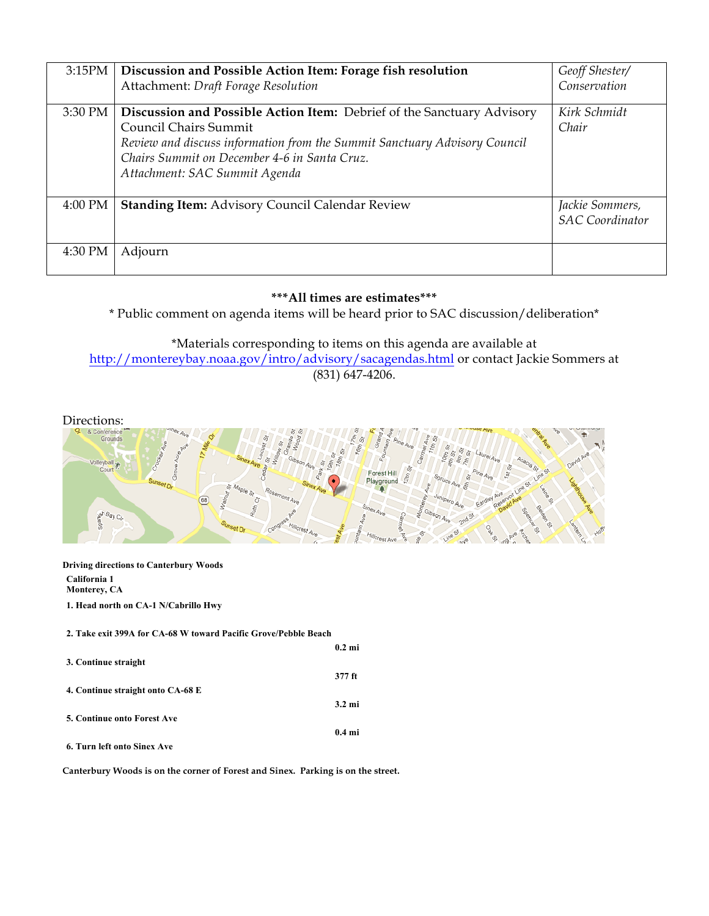| | | |
|---|---|---|
| 3:15PM | **Discussion and Possible Action Item: Forage fish resolution**<br>Attachment: *Draft Forage Resolution* | *Geoff Shester/ Conservation* |
| 3:30 PM | **Discussion and Possible Action Item:** Debrief of the Sanctuary Advisory Council Chairs Summit<br>*Review and discuss information from the Summit Sanctuary Advisory Council Chairs Summit on December 4-6 in Santa Cruz.*<br>*Attachment: SAC Summit Agenda* | *Kirk Schmidt Chair* |
| 4:00 PM | **Standing Item:** Advisory Council Calendar Review | *Jackie Sommers, SAC Coordinator* |
| 4:30 PM | Adjourn | |

**\*\*\*All times are estimates\*\*\***

\* Public comment on agenda items will be heard prior to SAC discussion/deliberation\*

\*Materials corresponding to items on this agenda are available at http://montereybay.noaa.gov/intro/advisory/sacagendas.html or contact Jackie Sommers at (831) 647-4206.

Directions:

**Driving directions to Canterbury Woods**

**California 1**
**Monterey, CA**

**1. Head north on CA-1 N/Cabrillo Hwy**

**2. Take exit 399A for CA-68 W toward Pacific Grove/Pebble Beach**

**0.2 mi**

**3. Continue straight**

**377 ft**

**4. Continue straight onto CA-68 E**

**3.2 mi**

**5. Continue onto Forest Ave**

**0.4 mi**

**6. Turn left onto Sinex Ave**

**Canterbury Woods is on the corner of Forest and Sinex. Parking is on the street.**